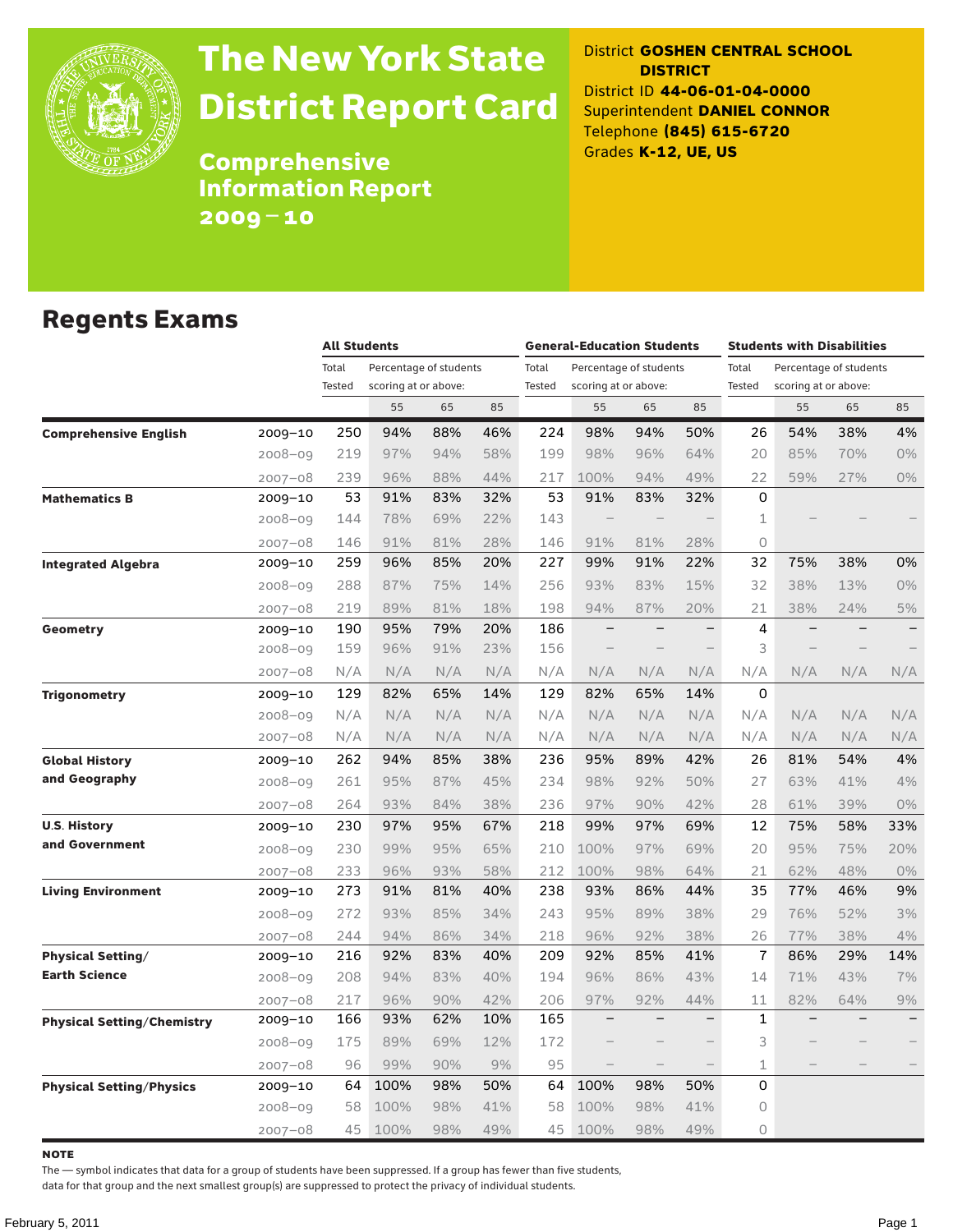# The New York State District Report Card

## Comprehensive Information Report 2009 – 10

District **GOSHEN CENTRAL SCHOOL DISTRICT**
District ID **44-06-01-04-0000**
Superintendent **DANIEL CONNOR**
Telephone **(845) 615-6720**
Grades **K-12, UE, US**

## Regents Exams

| | | All Students | | | | General-Education Students | | | | Students with Disabilities | | | |
|---|---|---|---|---|---|---|---|---|---|---|---|---|---|
| | | Total Tested | Percentage of students scoring at or above: | | | Total Tested | Percentage of students scoring at or above: | | | Total Tested | Percentage of students scoring at or above: | | |
| | | | 55 | 65 | 85 | | 55 | 65 | 85 | | 55 | 65 | 85 |
| **Comprehensive English** | 2009–10 | 250 | 94% | 88% | 46% | 224 | 98% | 94% | 50% | 26 | 54% | 38% | 4% |
| | 2008–09 | 219 | 97% | 94% | 58% | 199 | 98% | 96% | 64% | 20 | 85% | 70% | 0% |
| | 2007–08 | 239 | 96% | 88% | 44% | 217 | 100% | 94% | 49% | 22 | 59% | 27% | 0% |
| **Mathematics B** | 2009–10 | 53 | 91% | 83% | 32% | 53 | 91% | 83% | 32% | 0 | | | |
| | 2008–09 | 144 | 78% | 69% | 22% | 143 | – | – | – | 1 | – | – | – |
| | 2007–08 | 146 | 91% | 81% | 28% | 146 | 91% | 81% | 28% | 0 | | | |
| **Integrated Algebra** | 2009–10 | 259 | 96% | 85% | 20% | 227 | 99% | 91% | 22% | 32 | 75% | 38% | 0% |
| | 2008–09 | 288 | 87% | 75% | 14% | 256 | 93% | 83% | 15% | 32 | 38% | 13% | 0% |
| | 2007–08 | 219 | 89% | 81% | 18% | 198 | 94% | 87% | 20% | 21 | 38% | 24% | 5% |
| **Geometry** | 2009–10 | 190 | 95% | 79% | 20% | 186 | – | – | – | 4 | – | – | – |
| | 2008–09 | 159 | 96% | 91% | 23% | 156 | – | – | – | 3 | – | – | – |
| | 2007–08 | N/A | N/A | N/A | N/A | N/A | N/A | N/A | N/A | N/A | N/A | N/A | N/A |
| **Trigonometry** | 2009–10 | 129 | 82% | 65% | 14% | 129 | 82% | 65% | 14% | 0 | | | |
| | 2008–09 | N/A | N/A | N/A | N/A | N/A | N/A | N/A | N/A | N/A | N/A | N/A | N/A |
| | 2007–08 | N/A | N/A | N/A | N/A | N/A | N/A | N/A | N/A | N/A | N/A | N/A | N/A |
| **Global History and Geography** | 2009–10 | 262 | 94% | 85% | 38% | 236 | 95% | 89% | 42% | 26 | 81% | 54% | 4% |
| | 2008–09 | 261 | 95% | 87% | 45% | 234 | 98% | 92% | 50% | 27 | 63% | 41% | 4% |
| | 2007–08 | 264 | 93% | 84% | 38% | 236 | 97% | 90% | 42% | 28 | 61% | 39% | 0% |
| **U.S. History and Government** | 2009–10 | 230 | 97% | 95% | 67% | 218 | 99% | 97% | 69% | 12 | 75% | 58% | 33% |
| | 2008–09 | 230 | 99% | 95% | 65% | 210 | 100% | 97% | 69% | 20 | 95% | 75% | 20% |
| | 2007–08 | 233 | 96% | 93% | 58% | 212 | 100% | 98% | 64% | 21 | 62% | 48% | 0% |
| **Living Environment** | 2009–10 | 273 | 91% | 81% | 40% | 238 | 93% | 86% | 44% | 35 | 77% | 46% | 9% |
| | 2008–09 | 272 | 93% | 85% | 34% | 243 | 95% | 89% | 38% | 29 | 76% | 52% | 3% |
| | 2007–08 | 244 | 94% | 86% | 34% | 218 | 96% | 92% | 38% | 26 | 77% | 38% | 4% |
| **Physical Setting/ Earth Science** | 2009–10 | 216 | 92% | 83% | 40% | 209 | 92% | 85% | 41% | 7 | 86% | 29% | 14% |
| | 2008–09 | 208 | 94% | 83% | 40% | 194 | 96% | 86% | 43% | 14 | 71% | 43% | 7% |
| | 2007–08 | 217 | 96% | 90% | 42% | 206 | 97% | 92% | 44% | 11 | 82% | 64% | 9% |
| **Physical Setting/Chemistry** | 2009–10 | 166 | 93% | 62% | 10% | 165 | – | – | – | 1 | – | – | – |
| | 2008–09 | 175 | 89% | 69% | 12% | 172 | – | – | – | 3 | – | – | – |
| | 2007–08 | 96 | 99% | 90% | 9% | 95 | – | – | – | 1 | – | – | – |
| **Physical Setting/Physics** | 2009–10 | 64 | 100% | 98% | 50% | 64 | 100% | 98% | 50% | 0 | | | |
| | 2008–09 | 58 | 100% | 98% | 41% | 58 | 100% | 98% | 41% | 0 | | | |
| | 2007–08 | 45 | 100% | 98% | 49% | 45 | 100% | 98% | 49% | 0 | | | |

**NOTE**

The — symbol indicates that data for a group of students have been suppressed. If a group has fewer than five students, data for that group and the next smallest group(s) are suppressed to protect the privacy of individual students.

February 5, 2011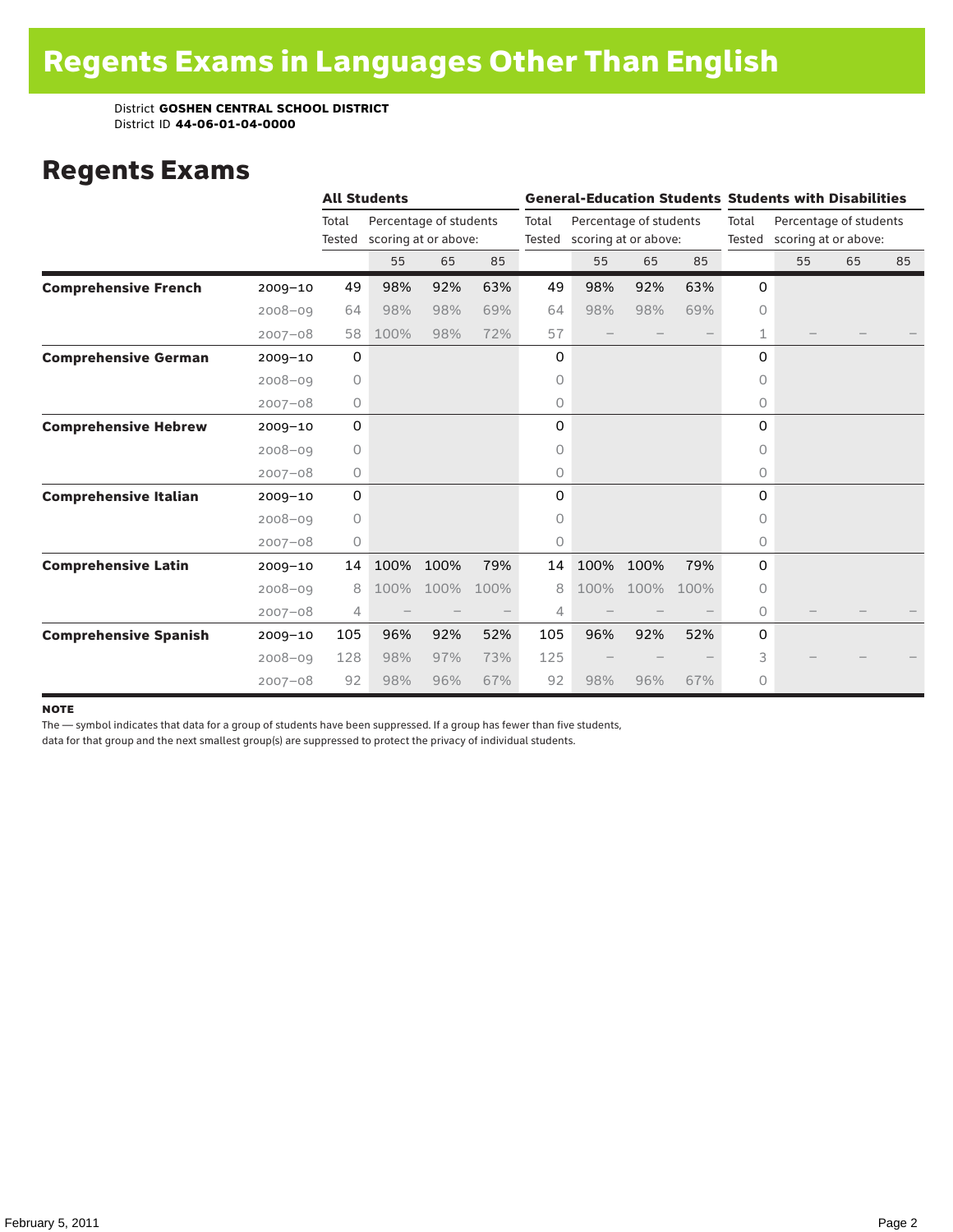# Regents Exams in Languages Other Than English

District **GOSHEN CENTRAL SCHOOL DISTRICT**
District ID **44-06-01-04-0000**

## Regents Exams

| | | **All Students** | | | | **General-Education Students** | | | | **Students with Disabilities** | | | |
|---|---|---|---|---|---|---|---|---|---|---|---|---|---|
| | | Total Tested | Percentage of students scoring at or above: | | | Total Tested | Percentage of students scoring at or above: | | | Total Tested | Percentage of students scoring at or above: | | |
| | | | 55 | 65 | 85 | | 55 | 65 | 85 | | 55 | 65 | 85 |
| **Comprehensive French** | 2009–10 | 49 | 98% | 92% | 63% | 49 | 98% | 92% | 63% | 0 | | | |
| | 2008–09 | 64 | 98% | 98% | 69% | 64 | 98% | 98% | 69% | 0 | | | |
| | 2007–08 | 58 | 100% | 98% | 72% | 57 | – | – | – | 1 | – | – | – |
| **Comprehensive German** | 2009–10 | 0 | | | | 0 | | | | 0 | | | |
| | 2008–09 | 0 | | | | 0 | | | | 0 | | | |
| | 2007–08 | 0 | | | | 0 | | | | 0 | | | |
| **Comprehensive Hebrew** | 2009–10 | 0 | | | | 0 | | | | 0 | | | |
| | 2008–09 | 0 | | | | 0 | | | | 0 | | | |
| | 2007–08 | 0 | | | | 0 | | | | 0 | | | |
| **Comprehensive Italian** | 2009–10 | 0 | | | | 0 | | | | 0 | | | |
| | 2008–09 | 0 | | | | 0 | | | | 0 | | | |
| | 2007–08 | 0 | | | | 0 | | | | 0 | | | |
| **Comprehensive Latin** | 2009–10 | 14 | 100% | 100% | 79% | 14 | 100% | 100% | 79% | 0 | | | |
| | 2008–09 | 8 | 100% | 100% | 100% | 8 | 100% | 100% | 100% | 0 | | | |
| | 2007–08 | 4 | – | – | – | 4 | – | – | – | 0 | – | – | – |
| **Comprehensive Spanish** | 2009–10 | 105 | 96% | 92% | 52% | 105 | 96% | 92% | 52% | 0 | | | |
| | 2008–09 | 128 | 98% | 97% | 73% | 125 | – | – | – | 3 | – | – | – |
| | 2007–08 | 92 | 98% | 96% | 67% | 92 | 98% | 96% | 67% | 0 | | | |

**NOTE**

The — symbol indicates that data for a group of students have been suppressed. If a group has fewer than five students, data for that group and the next smallest group(s) are suppressed to protect the privacy of individual students.

February 5, 2011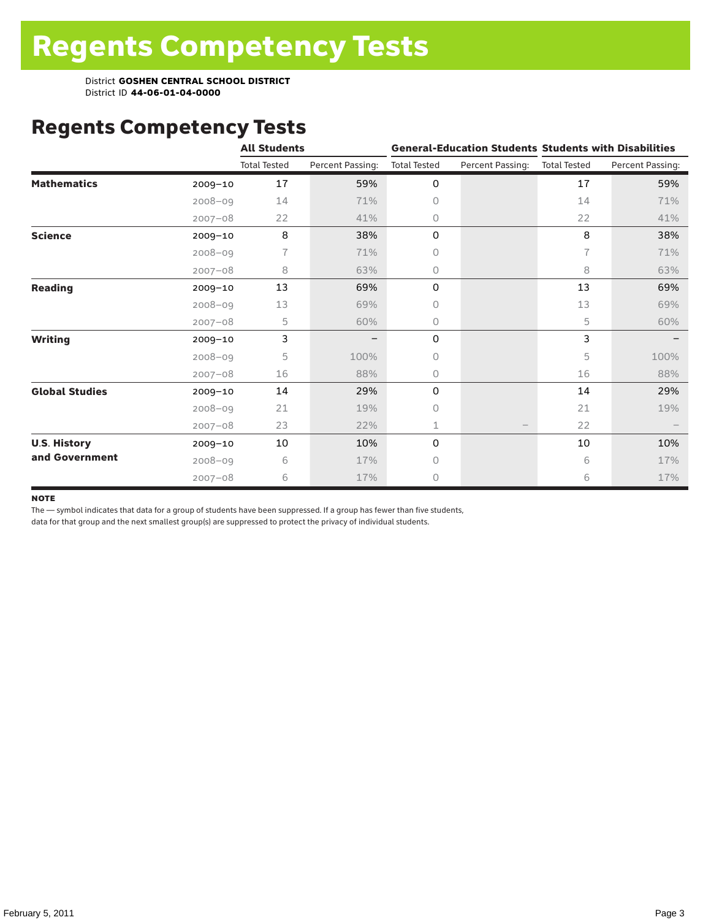# Regents Competency Tests

District **GOSHEN CENTRAL SCHOOL DISTRICT**
District ID **44-06-01-04-0000**

## Regents Competency Tests

| | | All Students | | General-Education Students | | Students with Disabilities | |
|---|---|---|---|---|---|---|---|
| | | Total Tested | Percent Passing: | Total Tested | Percent Passing: | Total Tested | Percent Passing: |
| **Mathematics** | 2009–10 | 17 | 59% | 0 | | 17 | 59% |
| | 2008–09 | 14 | 71% | 0 | | 14 | 71% |
| | 2007–08 | 22 | 41% | 0 | | 22 | 41% |
| **Science** | 2009–10 | 8 | 38% | 0 | | 8 | 38% |
| | 2008–09 | 7 | 71% | 0 | | 7 | 71% |
| | 2007–08 | 8 | 63% | 0 | | 8 | 63% |
| **Reading** | 2009–10 | 13 | 69% | 0 | | 13 | 69% |
| | 2008–09 | 13 | 69% | 0 | | 13 | 69% |
| | 2007–08 | 5 | 60% | 0 | | 5 | 60% |
| **Writing** | 2009–10 | 3 | – | 0 | | 3 | – |
| | 2008–09 | 5 | 100% | 0 | | 5 | 100% |
| | 2007–08 | 16 | 88% | 0 | | 16 | 88% |
| **Global Studies** | 2009–10 | 14 | 29% | 0 | | 14 | 29% |
| | 2008–09 | 21 | 19% | 0 | | 21 | 19% |
| | 2007–08 | 23 | 22% | 1 | – | 22 | – |
| **U.S. History and Government** | 2009–10 | 10 | 10% | 0 | | 10 | 10% |
| | 2008–09 | 6 | 17% | 0 | | 6 | 17% |
| | 2007–08 | 6 | 17% | 0 | | 6 | 17% |

**NOTE**

The — symbol indicates that data for a group of students have been suppressed. If a group has fewer than five students, data for that group and the next smallest group(s) are suppressed to protect the privacy of individual students.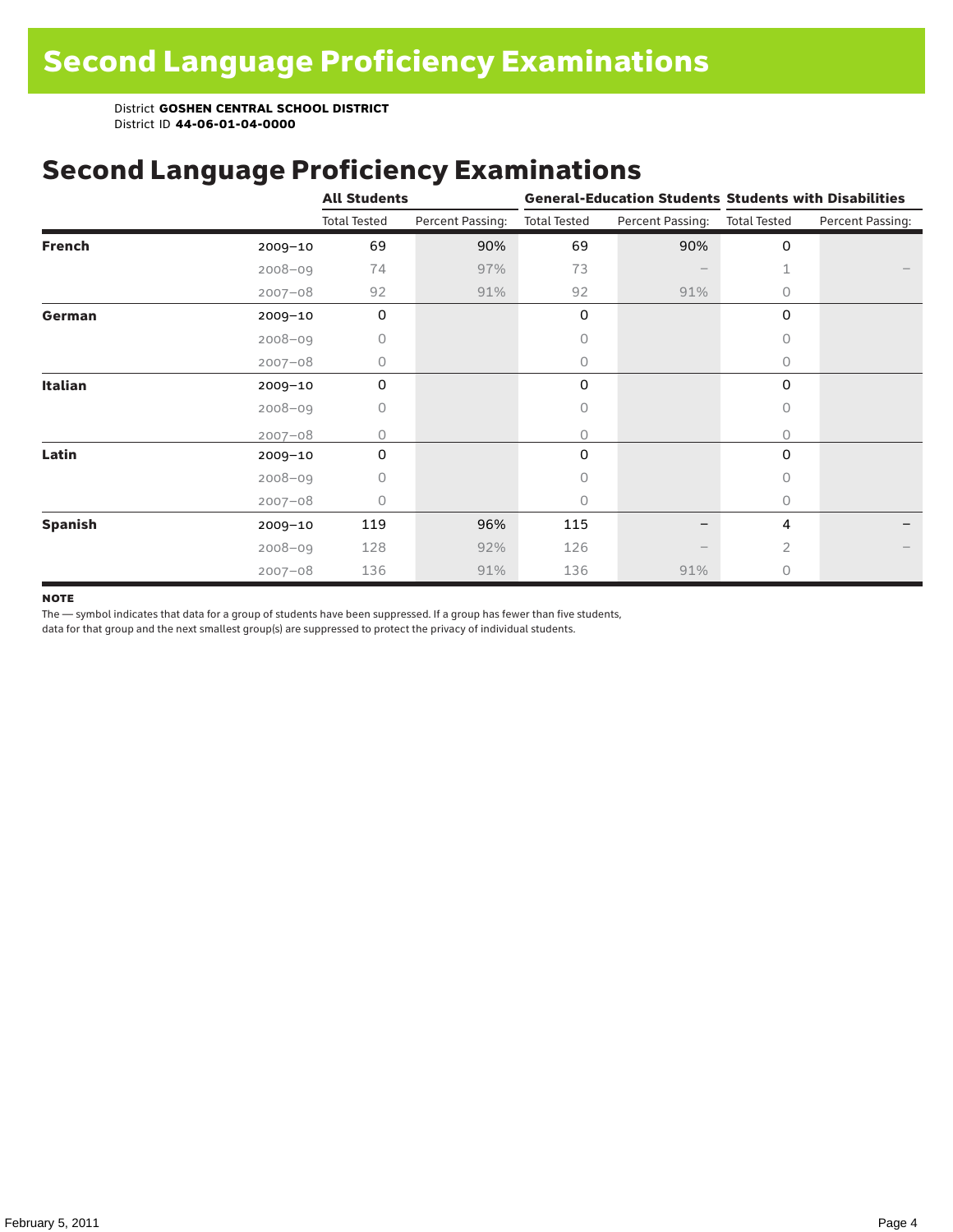# Second Language Proficiency Examinations

District **GOSHEN CENTRAL SCHOOL DISTRICT**
District ID **44-06-01-04-0000**

## Second Language Proficiency Examinations

| | | All Students | | General-Education Students | | Students with Disabilities | |
|---|---|---|---|---|---|---|---|
| | | Total Tested | Percent Passing: | Total Tested | Percent Passing: | Total Tested | Percent Passing: |
| **French** | 2009–10 | 69 | 90% | 69 | 90% | 0 | |
| | 2008–09 | 74 | 97% | 73 | – | 1 | – |
| | 2007–08 | 92 | 91% | 92 | 91% | 0 | |
| **German** | 2009–10 | 0 | | 0 | | 0 | |
| | 2008–09 | 0 | | 0 | | 0 | |
| | 2007–08 | 0 | | 0 | | 0 | |
| **Italian** | 2009–10 | 0 | | 0 | | 0 | |
| | 2008–09 | 0 | | 0 | | 0 | |
| | 2007–08 | 0 | | 0 | | 0 | |
| **Latin** | 2009–10 | 0 | | 0 | | 0 | |
| | 2008–09 | 0 | | 0 | | 0 | |
| | 2007–08 | 0 | | 0 | | 0 | |
| **Spanish** | 2009–10 | 119 | 96% | 115 | – | 4 | – |
| | 2008–09 | 128 | 92% | 126 | – | 2 | – |
| | 2007–08 | 136 | 91% | 136 | 91% | 0 | |

**NOTE**

The — symbol indicates that data for a group of students have been suppressed. If a group has fewer than five students, data for that group and the next smallest group(s) are suppressed to protect the privacy of individual students.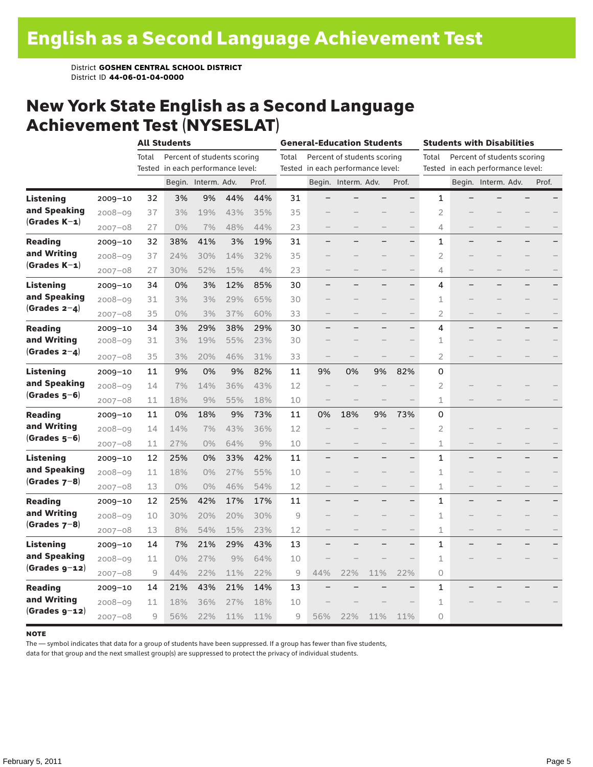# English as a Second Language Achievement Test

District **GOSHEN CENTRAL SCHOOL DISTRICT**
District ID **44-06-01-04-0000**

## New York State English as a Second Language Achievement Test (NYSESLAT)

| | | All Students | | | | | General-Education Students | | | | | Students with Disabilities | | | | |
|---|---|---|---|---|---|---|---|---|---|---|---|---|---|---|---|---|
| | | Total Tested | Percent of students scoring in each performance level: | | | | Total Tested | Percent of students scoring in each performance level: | | | | Total Tested | Percent of students scoring in each performance level: | | | |
| | | | Begin. | Interm. | Adv. | Prof. | | Begin. | Interm. | Adv. | Prof. | | Begin. | Interm. | Adv. | Prof. |
| **Listening and Speaking (Grades K–1)** | 2009–10 | 32 | 3% | 9% | 44% | 44% | 31 | – | – | – | – | 1 | – | – | – | – |
| | 2008–09 | 37 | 3% | 19% | 43% | 35% | 35 | – | – | – | – | 2 | – | – | – | – |
| | 2007–08 | 27 | 0% | 7% | 48% | 44% | 23 | – | – | – | – | 4 | – | – | – | – |
| **Reading and Writing (Grades K–1)** | 2009–10 | 32 | 38% | 41% | 3% | 19% | 31 | – | – | – | – | 1 | – | – | – | – |
| | 2008–09 | 37 | 24% | 30% | 14% | 32% | 35 | – | – | – | – | 2 | – | – | – | – |
| | 2007–08 | 27 | 30% | 52% | 15% | 4% | 23 | – | – | – | – | 4 | – | – | – | – |
| **Listening and Speaking (Grades 2–4)** | 2009–10 | 34 | 0% | 3% | 12% | 85% | 30 | – | – | – | – | 4 | – | – | – | – |
| | 2008–09 | 31 | 3% | 3% | 29% | 65% | 30 | – | – | – | – | 1 | – | – | – | – |
| | 2007–08 | 35 | 0% | 3% | 37% | 60% | 33 | – | – | – | – | 2 | – | – | – | – |
| **Reading and Writing (Grades 2–4)** | 2009–10 | 34 | 3% | 29% | 38% | 29% | 30 | – | – | – | – | 4 | – | – | – | – |
| | 2008–09 | 31 | 3% | 19% | 55% | 23% | 30 | – | – | – | – | 1 | – | – | – | – |
| | 2007–08 | 35 | 3% | 20% | 46% | 31% | 33 | – | – | – | – | 2 | – | – | – | – |
| **Listening and Speaking (Grades 5–6)** | 2009–10 | 11 | 9% | 0% | 9% | 82% | 11 | 9% | 0% | 9% | 82% | 0 | | | | |
| | 2008–09 | 14 | 7% | 14% | 36% | 43% | 12 | – | – | – | – | 2 | – | – | – | – |
| | 2007–08 | 11 | 18% | 9% | 55% | 18% | 10 | – | – | – | – | 1 | – | – | – | – |
| **Reading and Writing (Grades 5–6)** | 2009–10 | 11 | 0% | 18% | 9% | 73% | 11 | 0% | 18% | 9% | 73% | 0 | | | | |
| | 2008–09 | 14 | 14% | 7% | 43% | 36% | 12 | – | – | – | – | 2 | – | – | – | – |
| | 2007–08 | 11 | 27% | 0% | 64% | 9% | 10 | – | – | – | – | 1 | – | – | – | – |
| **Listening and Speaking (Grades 7–8)** | 2009–10 | 12 | 25% | 0% | 33% | 42% | 11 | – | – | – | – | 1 | – | – | – | – |
| | 2008–09 | 11 | 18% | 0% | 27% | 55% | 10 | – | – | – | – | 1 | – | – | – | – |
| | 2007–08 | 13 | 0% | 0% | 46% | 54% | 12 | – | – | – | – | 1 | – | – | – | – |
| **Reading and Writing (Grades 7–8)** | 2009–10 | 12 | 25% | 42% | 17% | 17% | 11 | – | – | – | – | 1 | – | – | – | – |
| | 2008–09 | 10 | 30% | 20% | 20% | 30% | 9 | – | – | – | – | 1 | – | – | – | – |
| | 2007–08 | 13 | 8% | 54% | 15% | 23% | 12 | – | – | – | – | 1 | – | – | – | – |
| **Listening and Speaking (Grades 9–12)** | 2009–10 | 14 | 7% | 21% | 29% | 43% | 13 | – | – | – | – | 1 | – | – | – | – |
| | 2008–09 | 11 | 0% | 27% | 9% | 64% | 10 | – | – | – | – | 1 | – | – | – | – |
| | 2007–08 | 9 | 44% | 22% | 11% | 22% | 9 | 44% | 22% | 11% | 22% | 0 | | | | |
| **Reading and Writing (Grades 9–12)** | 2009–10 | 14 | 21% | 43% | 21% | 14% | 13 | – | – | – | – | 1 | – | – | – | – |
| | 2008–09 | 11 | 18% | 36% | 27% | 18% | 10 | – | – | – | – | 1 | – | – | – | – |
| | 2007–08 | 9 | 56% | 22% | 11% | 11% | 9 | 56% | 22% | 11% | 11% | 0 | | | | |

**NOTE**
The — symbol indicates that data for a group of students have been suppressed. If a group has fewer than five students, data for that group and the next smallest group(s) are suppressed to protect the privacy of individual students.

February 5, 2011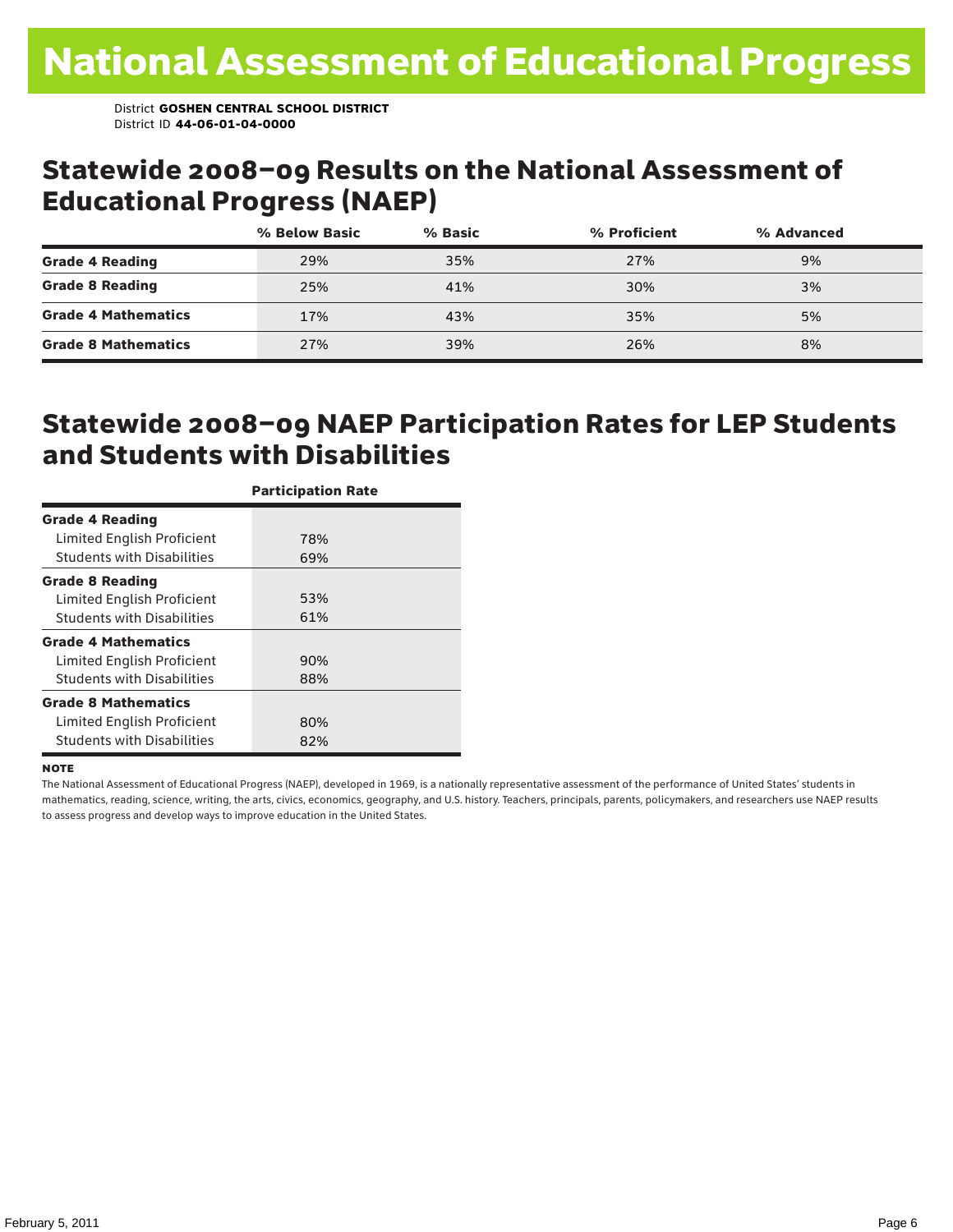# National Assessment of Educational Progress

District **GOSHEN CENTRAL SCHOOL DISTRICT**
District ID **44-06-01-04-0000**

## Statewide 2008–09 Results on the National Assessment of Educational Progress (NAEP)

| | % Below Basic | % Basic | % Proficient | % Advanced |
|---|---|---|---|---|
| **Grade 4 Reading** | 29% | 35% | 27% | 9% |
| **Grade 8 Reading** | 25% | 41% | 30% | 3% |
| **Grade 4 Mathematics** | 17% | 43% | 35% | 5% |
| **Grade 8 Mathematics** | 27% | 39% | 26% | 8% |

## Statewide 2008–09 NAEP Participation Rates for LEP Students and Students with Disabilities

| | Participation Rate |
|---|---|
| **Grade 4 Reading** | |
| Limited English Proficient | 78% |
| Students with Disabilities | 69% |
| **Grade 8 Reading** | |
| Limited English Proficient | 53% |
| Students with Disabilities | 61% |
| **Grade 4 Mathematics** | |
| Limited English Proficient | 90% |
| Students with Disabilities | 88% |
| **Grade 8 Mathematics** | |
| Limited English Proficient | 80% |
| Students with Disabilities | 82% |

**NOTE**

The National Assessment of Educational Progress (NAEP), developed in 1969, is a nationally representative assessment of the performance of United States' students in mathematics, reading, science, writing, the arts, civics, economics, geography, and U.S. history. Teachers, principals, parents, policymakers, and researchers use NAEP results to assess progress and develop ways to improve education in the United States.

February 5, 2011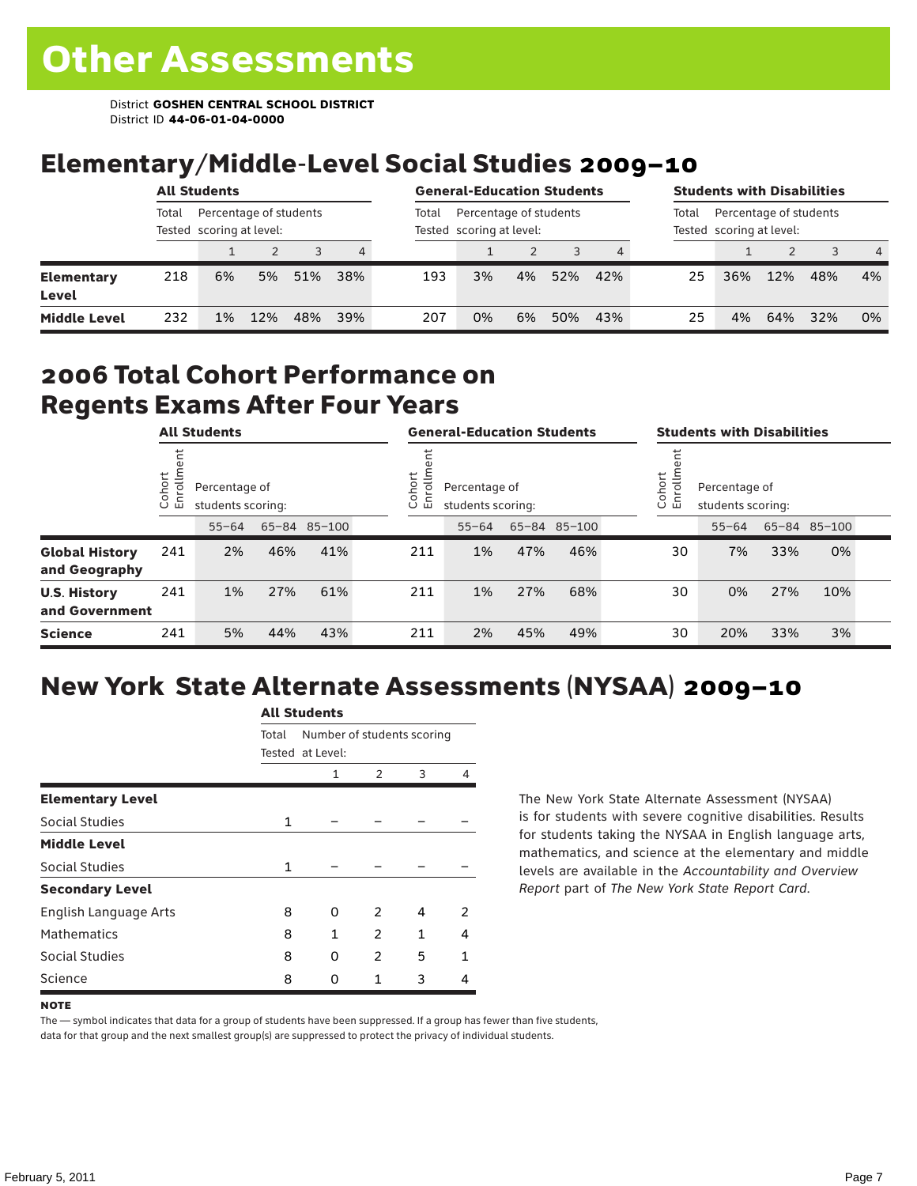# Other Assessments

District **GOSHEN CENTRAL SCHOOL DISTRICT**
District ID **44-06-01-04-0000**

## Elementary/Middle-Level Social Studies 2009–10

| | All Students | | | | | General-Education Students | | | | | Students with Disabilities | | | | |
|---|---|---|---|---|---|---|---|---|---|---|---|---|---|---|---|
| | Total Tested | Percentage of students scoring at level: | | | | Total Tested | Percentage of students scoring at level: | | | | Total Tested | Percentage of students scoring at level: | | | |
| | | 1 | 2 | 3 | 4 | | 1 | 2 | 3 | 4 | | 1 | 2 | 3 | 4 |
| **Elementary Level** | 218 | 6% | 5% | 51% | 38% | 193 | 3% | 4% | 52% | 42% | 25 | 36% | 12% | 48% | 4% |
| **Middle Level** | 232 | 1% | 12% | 48% | 39% | 207 | 0% | 6% | 50% | 43% | 25 | 4% | 64% | 32% | 0% |

## 2006 Total Cohort Performance on Regents Exams After Four Years

| | All Students | | | | General-Education Students | | | | Students with Disabilities | | | |
|---|---|---|---|---|---|---|---|---|---|---|---|---|
| | Cohort Enrollment | Percentage of students scoring: | | | Cohort Enrollment | Percentage of students scoring: | | | Cohort Enrollment | Percentage of students scoring: | | |
| | | 55–64 | 65–84 | 85–100 | | 55–64 | 65–84 | 85–100 | | 55–64 | 65–84 | 85–100 |
| **Global History and Geography** | 241 | 2% | 46% | 41% | 211 | 1% | 47% | 46% | 30 | 7% | 33% | 0% |
| **U.S. History and Government** | 241 | 1% | 27% | 61% | 211 | 1% | 27% | 68% | 30 | 0% | 27% | 10% |
| **Science** | 241 | 5% | 44% | 43% | 211 | 2% | 45% | 49% | 30 | 20% | 33% | 3% |

## New York State Alternate Assessments (NYSAA) 2009–10

| | All Students | | | | |
|---|---|---|---|---|---|
| | Total Tested | Number of students scoring at Level: | | | |
| | | 1 | 2 | 3 | 4 |
| **Elementary Level** | | | | | |
| Social Studies | 1 | – | – | – | – |
| **Middle Level** | | | | | |
| Social Studies | 1 | – | – | – | – |
| **Secondary Level** | | | | | |
| English Language Arts | 8 | 0 | 2 | 4 | 2 |
| Mathematics | 8 | 1 | 2 | 1 | 4 |
| Social Studies | 8 | 0 | 2 | 5 | 1 |
| Science | 8 | 0 | 1 | 3 | 4 |

The New York State Alternate Assessment (NYSAA) is for students with severe cognitive disabilities. Results for students taking the NYSAA in English language arts, mathematics, and science at the elementary and middle levels are available in the *Accountability and Overview Report* part of *The New York State Report Card*.

**NOTE**

The — symbol indicates that data for a group of students have been suppressed. If a group has fewer than five students, data for that group and the next smallest group(s) are suppressed to protect the privacy of individual students.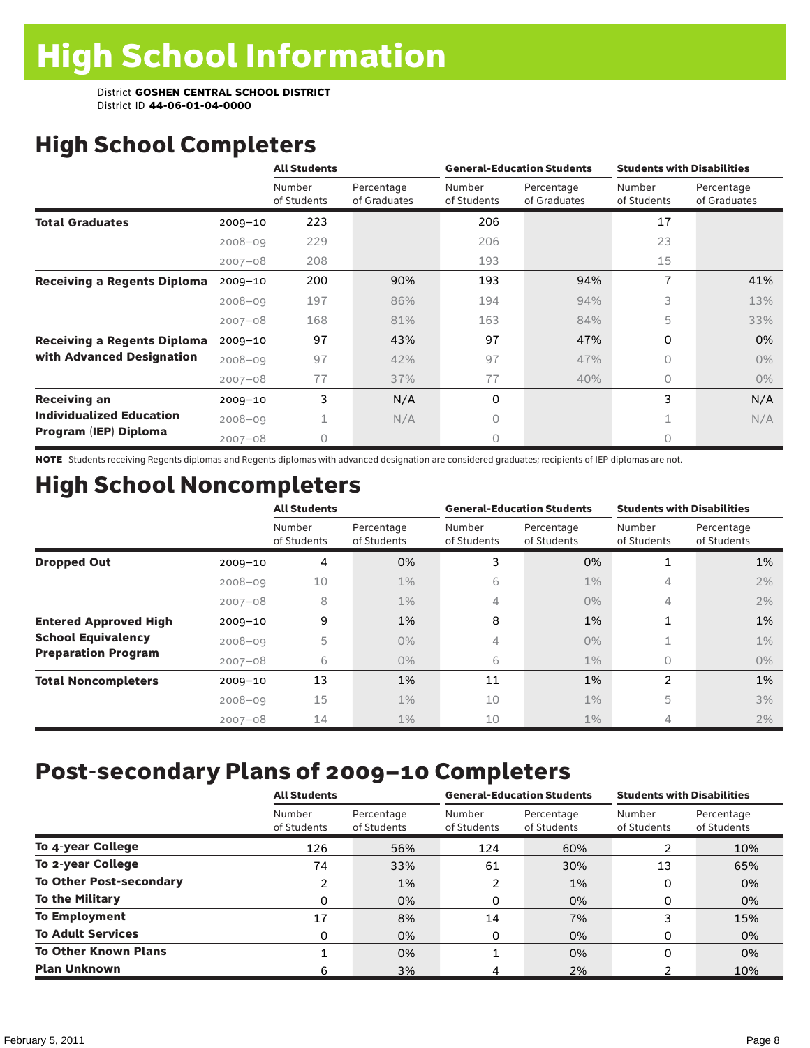# High School Information

District **GOSHEN CENTRAL SCHOOL DISTRICT**
District ID **44-06-01-04-0000**

## High School Completers

| | | All Students | | General-Education Students | | Students with Disabilities | |
|---|---|---|---|---|---|---|---|
| | | Number of Students | Percentage of Graduates | Number of Students | Percentage of Graduates | Number of Students | Percentage of Graduates |
| **Total Graduates** | 2009–10 | 223 | | 206 | | 17 | |
| | 2008–09 | 229 | | 206 | | 23 | |
| | 2007–08 | 208 | | 193 | | 15 | |
| **Receiving a Regents Diploma** | 2009–10 | 200 | 90% | 193 | 94% | 7 | 41% |
| | 2008–09 | 197 | 86% | 194 | 94% | 3 | 13% |
| | 2007–08 | 168 | 81% | 163 | 84% | 5 | 33% |
| **Receiving a Regents Diploma with Advanced Designation** | 2009–10 | 97 | 43% | 97 | 47% | 0 | 0% |
| | 2008–09 | 97 | 42% | 97 | 47% | 0 | 0% |
| | 2007–08 | 77 | 37% | 77 | 40% | 0 | 0% |
| **Receiving an Individualized Education Program (IEP) Diploma** | 2009–10 | 3 | N/A | 0 | | 3 | N/A |
| | 2008–09 | 1 | N/A | 0 | | 1 | N/A |
| | 2007–08 | 0 | | 0 | | 0 | |

**NOTE** Students receiving Regents diplomas and Regents diplomas with advanced designation are considered graduates; recipients of IEP diplomas are not.

## High School Noncompleters

| | | All Students | | General-Education Students | | Students with Disabilities | |
|---|---|---|---|---|---|---|---|
| | | Number of Students | Percentage of Students | Number of Students | Percentage of Students | Number of Students | Percentage of Students |
| **Dropped Out** | 2009–10 | 4 | 0% | 3 | 0% | 1 | 1% |
| | 2008–09 | 10 | 1% | 6 | 1% | 4 | 2% |
| | 2007–08 | 8 | 1% | 4 | 0% | 4 | 2% |
| **Entered Approved High School Equivalency Preparation Program** | 2009–10 | 9 | 1% | 8 | 1% | 1 | 1% |
| | 2008–09 | 5 | 0% | 4 | 0% | 1 | 1% |
| | 2007–08 | 6 | 0% | 6 | 1% | 0 | 0% |
| **Total Noncompleters** | 2009–10 | 13 | 1% | 11 | 1% | 2 | 1% |
| | 2008–09 | 15 | 1% | 10 | 1% | 5 | 3% |
| | 2007–08 | 14 | 1% | 10 | 1% | 4 | 2% |

## Post-secondary Plans of 2009–10 Completers

| | All Students | | General-Education Students | | Students with Disabilities | |
|---|---|---|---|---|---|---|
| | Number of Students | Percentage of Students | Number of Students | Percentage of Students | Number of Students | Percentage of Students |
| **To 4-year College** | 126 | 56% | 124 | 60% | 2 | 10% |
| **To 2-year College** | 74 | 33% | 61 | 30% | 13 | 65% |
| **To Other Post-secondary** | 2 | 1% | 2 | 1% | 0 | 0% |
| **To the Military** | 0 | 0% | 0 | 0% | 0 | 0% |
| **To Employment** | 17 | 8% | 14 | 7% | 3 | 15% |
| **To Adult Services** | 0 | 0% | 0 | 0% | 0 | 0% |
| **To Other Known Plans** | 1 | 0% | 1 | 0% | 0 | 0% |
| **Plan Unknown** | 6 | 3% | 4 | 2% | 2 | 10% |

February 5, 2011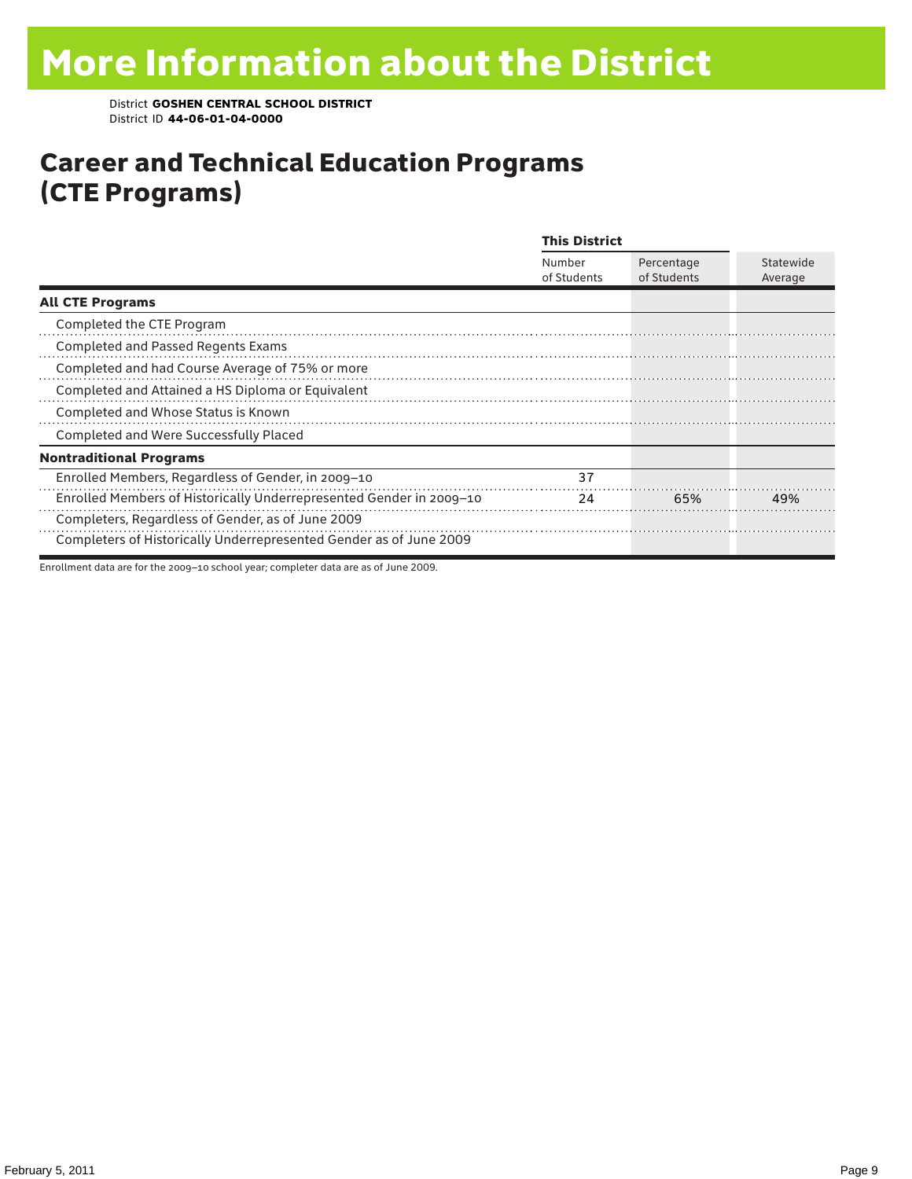# More Information about the District

District **GOSHEN CENTRAL SCHOOL DISTRICT**
District ID **44-06-01-04-0000**

## Career and Technical Education Programs (CTE Programs)

| | This District | | |
|---|---|---|---|
| | Number of Students | Percentage of Students | Statewide Average |
| **All CTE Programs** | | | |
| Completed the CTE Program | | | |
| Completed and Passed Regents Exams | | | |
| Completed and had Course Average of 75% or more | | | |
| Completed and Attained a HS Diploma or Equivalent | | | |
| Completed and Whose Status is Known | | | |
| Completed and Were Successfully Placed | | | |
| **Nontraditional Programs** | | | |
| Enrolled Members, Regardless of Gender, in 2009–10 | 37 | | |
| Enrolled Members of Historically Underrepresented Gender in 2009–10 | 24 | 65% | 49% |
| Completers, Regardless of Gender, as of June 2009 | | | |
| Completers of Historically Underrepresented Gender as of June 2009 | | | |

Enrollment data are for the 2009–10 school year; completer data are as of June 2009.